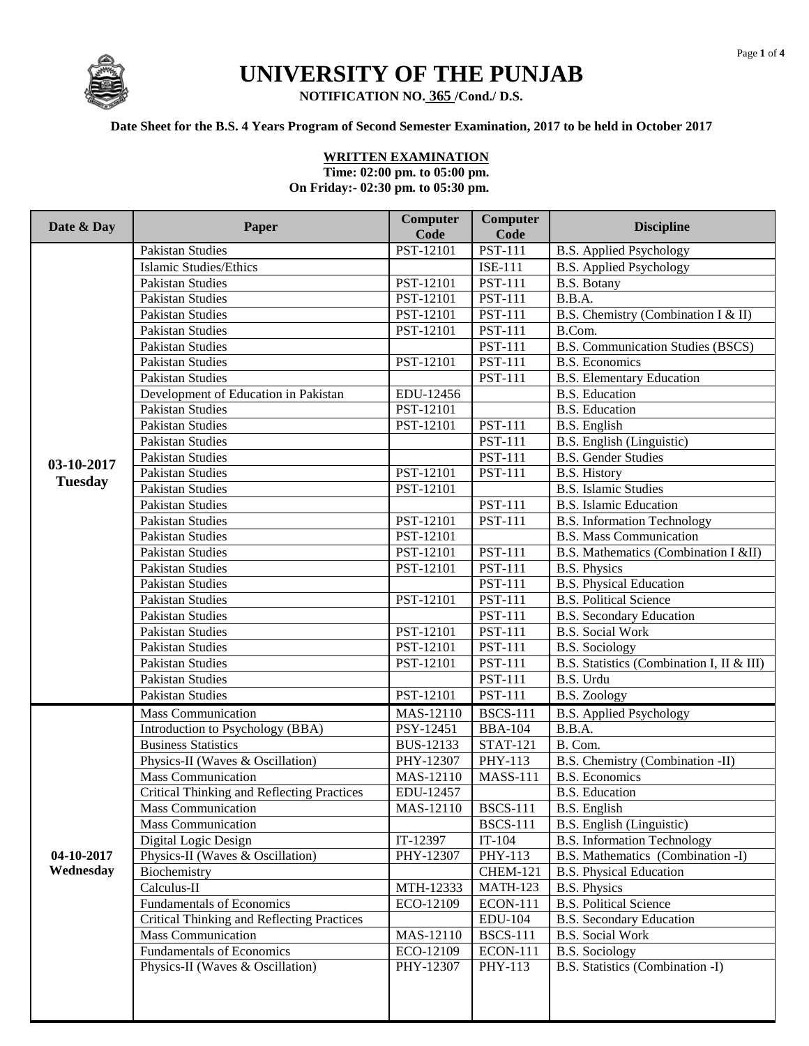# UNIVERSITY OF THE PUNJAB

**NOTIFICATION NO. 365 /Cond./ D.S.**

**Date Sheet for the B.S. 4 Years Program of Second Semester Examination, 2017 to be held in October 2017**

**WRITTEN EXAMINATION**

**Time: 02:00 pm. to 05:00 pm.**

**On Friday:- 02:30 pm. to 05:30 pm.**

| Date & Day | Paper | Computer Code | Computer Code | Discipline |
|---|---|---|---|---|
| 03-10-2017 Tuesday | Pakistan Studies | PST-12101 | PST-111 | B.S. Applied Psychology |
| | Islamic Studies/Ethics | | ISE-111 | B.S. Applied Psychology |
| | Pakistan Studies | PST-12101 | PST-111 | B.S. Botany |
| | Pakistan Studies | PST-12101 | PST-111 | B.B.A. |
| | Pakistan Studies | PST-12101 | PST-111 | B.S. Chemistry (Combination I & II) |
| | Pakistan Studies | PST-12101 | PST-111 | B.Com. |
| | Pakistan Studies | | PST-111 | B.S. Communication Studies (BSCS) |
| | Pakistan Studies | PST-12101 | PST-111 | B.S. Economics |
| | Pakistan Studies | | PST-111 | B.S. Elementary Education |
| | Development of Education in Pakistan | EDU-12456 | | B.S. Education |
| | Pakistan Studies | PST-12101 | | B.S. Education |
| | Pakistan Studies | PST-12101 | PST-111 | B.S. English |
| | Pakistan Studies | | PST-111 | B.S. English (Linguistic) |
| | Pakistan Studies | | PST-111 | B.S. Gender Studies |
| | Pakistan Studies | PST-12101 | PST-111 | B.S. History |
| | Pakistan Studies | PST-12101 | | B.S. Islamic Studies |
| | Pakistan Studies | | PST-111 | B.S. Islamic Education |
| | Pakistan Studies | PST-12101 | PST-111 | B.S. Information Technology |
| | Pakistan Studies | PST-12101 | | B.S. Mass Communication |
| | Pakistan Studies | PST-12101 | PST-111 | B.S. Mathematics (Combination I &II) |
| | Pakistan Studies | PST-12101 | PST-111 | B.S. Physics |
| | Pakistan Studies | | PST-111 | B.S. Physical Education |
| | Pakistan Studies | PST-12101 | PST-111 | B.S. Political Science |
| | Pakistan Studies | | PST-111 | B.S. Secondary Education |
| | Pakistan Studies | PST-12101 | PST-111 | B.S. Social Work |
| | Pakistan Studies | PST-12101 | PST-111 | B.S. Sociology |
| | Pakistan Studies | PST-12101 | PST-111 | B.S. Statistics (Combination I, II & III) |
| | Pakistan Studies | | PST-111 | B.S. Urdu |
| | Pakistan Studies | PST-12101 | PST-111 | B.S. Zoology |
| 04-10-2017 Wednesday | Mass Communication | MAS-12110 | BSCS-111 | B.S. Applied Psychology |
| | Introduction to Psychology (BBA) | PSY-12451 | BBA-104 | B.B.A. |
| | Business Statistics | BUS-12133 | STAT-121 | B. Com. |
| | Physics-II (Waves & Oscillation) | PHY-12307 | PHY-113 | B.S. Chemistry (Combination -II) |
| | Mass Communication | MAS-12110 | MASS-111 | B.S. Economics |
| | Critical Thinking and Reflecting Practices | EDU-12457 | | B.S. Education |
| | Mass Communication | MAS-12110 | BSCS-111 | B.S. English |
| | Mass Communication | | BSCS-111 | B.S. English (Linguistic) |
| | Digital Logic Design | IT-12397 | IT-104 | B.S. Information Technology |
| | Physics-II (Waves & Oscillation) | PHY-12307 | PHY-113 | B.S. Mathematics (Combination -I) |
| | Biochemistry | | CHEM-121 | B.S. Physical Education |
| | Calculus-II | MTH-12333 | MATH-123 | B.S. Physics |
| | Fundamentals of Economics | ECO-12109 | ECON-111 | B.S. Political Science |
| | Critical Thinking and Reflecting Practices | | EDU-104 | B.S. Secondary Education |
| | Mass Communication | MAS-12110 | BSCS-111 | B.S. Social Work |
| | Fundamentals of Economics | ECO-12109 | ECON-111 | B.S. Sociology |
| | Physics-II (Waves & Oscillation) | PHY-12307 | PHY-113 | B.S. Statistics (Combination -I) |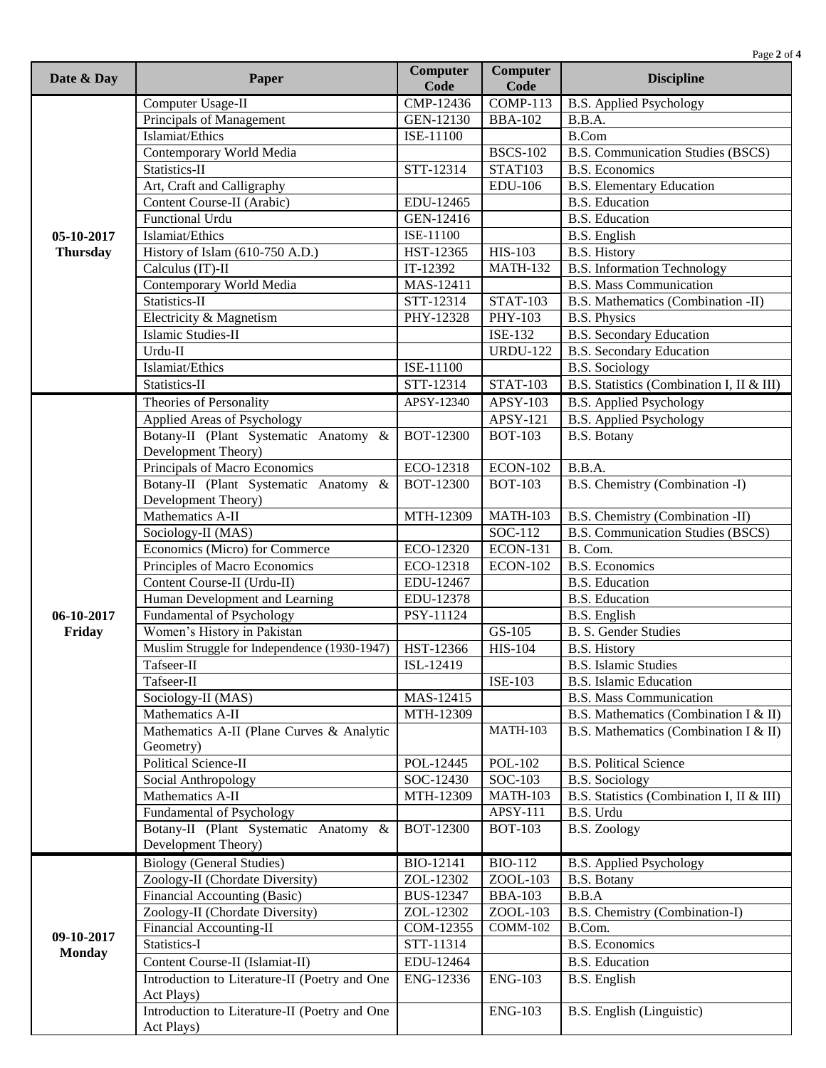| Date & Day | Paper | Computer Code | Computer Code | Discipline |
|---|---|---|---|---|
| 05-10-2017 Thursday | Computer Usage-II | CMP-12436 | COMP-113 | B.S. Applied Psychology |
| | Principals of Management | GEN-12130 | BBA-102 | B.B.A. |
| | Islamiat/Ethics | ISE-11100 | | B.Com |
| | Contemporary World Media | | BSCS-102 | B.S. Communication Studies (BSCS) |
| | Statistics-II | STT-12314 | STAT103 | B.S. Economics |
| | Art, Craft and Calligraphy | | EDU-106 | B.S. Elementary Education |
| | Content Course-II (Arabic) | EDU-12465 | | B.S. Education |
| | Functional Urdu | GEN-12416 | | B.S. Education |
| | Islamiat/Ethics | ISE-11100 | | B.S. English |
| | History of Islam (610-750 A.D.) | HST-12365 | HIS-103 | B.S. History |
| | Calculus (IT)-II | IT-12392 | MATH-132 | B.S. Information Technology |
| | Contemporary World Media | MAS-12411 | | B.S. Mass Communication |
| | Statistics-II | STT-12314 | STAT-103 | B.S. Mathematics (Combination -II) |
| | Electricity & Magnetism | PHY-12328 | PHY-103 | B.S. Physics |
| | Islamic Studies-II | | ISE-132 | B.S. Secondary Education |
| | Urdu-II | | URDU-122 | B.S. Secondary Education |
| | Islamiat/Ethics | ISE-11100 | | B.S. Sociology |
| | Statistics-II | STT-12314 | STAT-103 | B.S. Statistics (Combination I, II & III) |
| 06-10-2017 Friday | Theories of Personality | APSY-12340 | APSY-103 | B.S. Applied Psychology |
| | Applied Areas of Psychology | | APSY-121 | B.S. Applied Psychology |
| | Botany-II (Plant Systematic Anatomy & Development Theory) | BOT-12300 | BOT-103 | B.S. Botany |
| | Principals of Macro Economics | ECO-12318 | ECON-102 | B.B.A. |
| | Botany-II (Plant Systematic Anatomy & Development Theory) | BOT-12300 | BOT-103 | B.S. Chemistry (Combination -I) |
| | Mathematics A-II | MTH-12309 | MATH-103 | B.S. Chemistry (Combination -II) |
| | Sociology-II (MAS) | | SOC-112 | B.S. Communication Studies (BSCS) |
| | Economics (Micro) for Commerce | ECO-12320 | ECON-131 | B. Com. |
| | Principles of Macro Economics | ECO-12318 | ECON-102 | B.S. Economics |
| | Content Course-II (Urdu-II) | EDU-12467 | | B.S. Education |
| | Human Development and Learning | EDU-12378 | | B.S. Education |
| | Fundamental of Psychology | PSY-11124 | | B.S. English |
| | Women's History in Pakistan | | GS-105 | B. S. Gender Studies |
| | Muslim Struggle for Independence (1930-1947) | HST-12366 | HIS-104 | B.S. History |
| | Tafseer-II | ISL-12419 | | B.S. Islamic Studies |
| | Tafseer-II | | ISE-103 | B.S. Islamic Education |
| | Sociology-II (MAS) | MAS-12415 | | B.S. Mass Communication |
| | Mathematics A-II | MTH-12309 | | B.S. Mathematics (Combination I & II) |
| | Mathematics A-II (Plane Curves & Analytic Geometry) | | MATH-103 | B.S. Mathematics (Combination I & II) |
| | Political Science-II | POL-12445 | POL-102 | B.S. Political Science |
| | Social Anthropology | SOC-12430 | SOC-103 | B.S. Sociology |
| | Mathematics A-II | MTH-12309 | MATH-103 | B.S. Statistics (Combination I, II & III) |
| | Fundamental of Psychology | | APSY-111 | B.S. Urdu |
| | Botany-II (Plant Systematic Anatomy & Development Theory) | BOT-12300 | BOT-103 | B.S. Zoology |
| 09-10-2017 Monday | Biology (General Studies) | BIO-12141 | BIO-112 | B.S. Applied Psychology |
| | Zoology-II (Chordate Diversity) | ZOL-12302 | ZOOL-103 | B.S. Botany |
| | Financial Accounting (Basic) | BUS-12347 | BBA-103 | B.B.A |
| | Zoology-II (Chordate Diversity) | ZOL-12302 | ZOOL-103 | B.S. Chemistry (Combination-I) |
| | Financial Accounting-II | COM-12355 | COMM-102 | B.Com. |
| | Statistics-I | STT-11314 | | B.S. Economics |
| | Content Course-II (Islamiat-II) | EDU-12464 | | B.S. Education |
| | Introduction to Literature-II (Poetry and One Act Plays) | ENG-12336 | ENG-103 | B.S. English |
| | Introduction to Literature-II (Poetry and One Act Plays) | | ENG-103 | B.S. English (Linguistic) |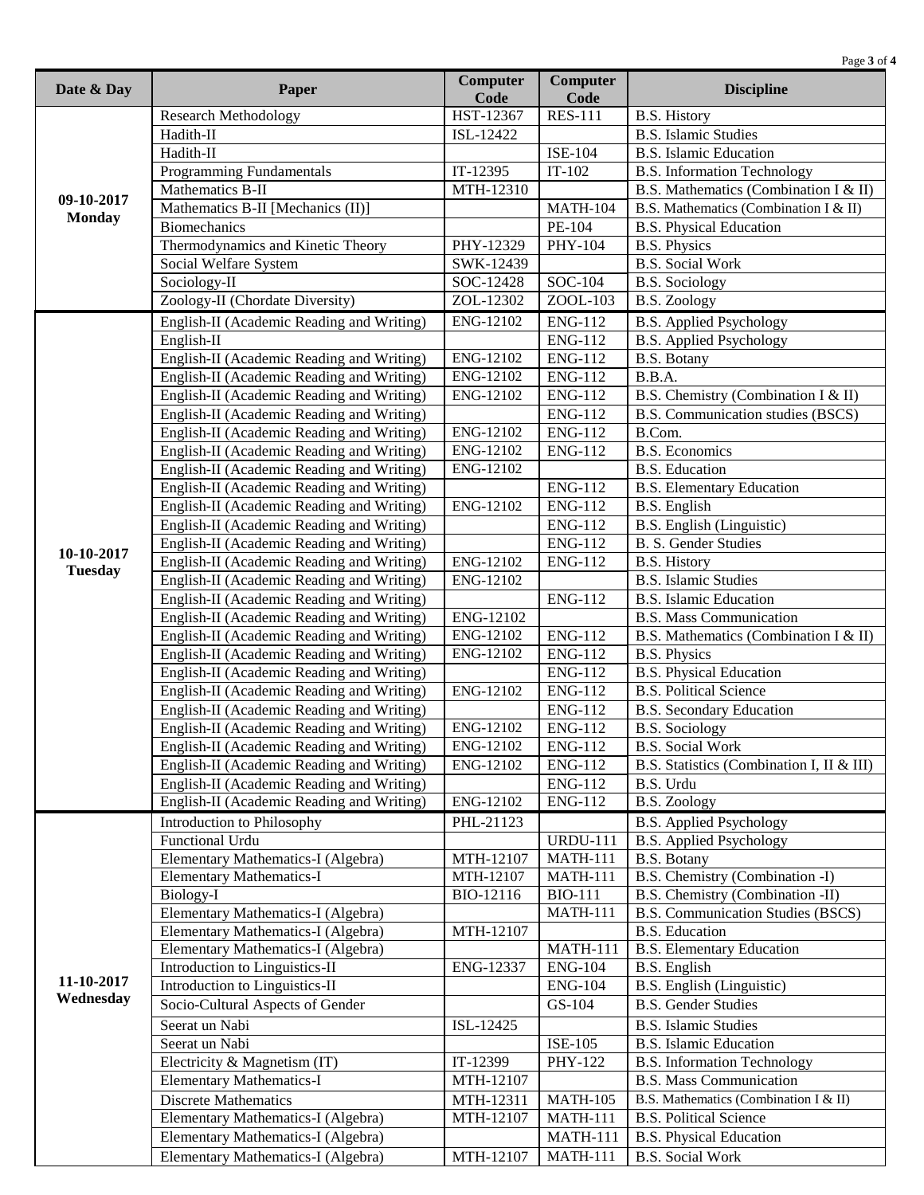| Date & Day | Paper | Computer Code | Computer Code | Discipline |
|---|---|---|---|---|
| **09-10-2017 Monday** | Research Methodology | HST-12367 | RES-111 | B.S. History |
| | Hadith-II | ISL-12422 | | B.S. Islamic Studies |
| | Hadith-II | | ISE-104 | B.S. Islamic Education |
| | Programming Fundamentals | IT-12395 | IT-102 | B.S. Information Technology |
| | Mathematics B-II | MTH-12310 | | B.S. Mathematics (Combination I & II) |
| | Mathematics B-II [Mechanics (II)] | | MATH-104 | B.S. Mathematics (Combination I & II) |
| | Biomechanics | | PE-104 | B.S. Physical Education |
| | Thermodynamics and Kinetic Theory | PHY-12329 | PHY-104 | B.S. Physics |
| | Social Welfare System | SWK-12439 | | B.S. Social Work |
| | Sociology-II | SOC-12428 | SOC-104 | B.S. Sociology |
| | Zoology-II (Chordate Diversity) | ZOL-12302 | ZOOL-103 | B.S. Zoology |
| **10-10-2017 Tuesday** | English-II (Academic Reading and Writing) | ENG-12102 | ENG-112 | B.S. Applied Psychology |
| | English-II | | ENG-112 | B.S. Applied Psychology |
| | English-II (Academic Reading and Writing) | ENG-12102 | ENG-112 | B.S. Botany |
| | English-II (Academic Reading and Writing) | ENG-12102 | ENG-112 | B.B.A. |
| | English-II (Academic Reading and Writing) | ENG-12102 | ENG-112 | B.S. Chemistry (Combination I & II) |
| | English-II (Academic Reading and Writing) | | ENG-112 | B.S. Communication studies (BSCS) |
| | English-II (Academic Reading and Writing) | ENG-12102 | ENG-112 | B.Com. |
| | English-II (Academic Reading and Writing) | ENG-12102 | ENG-112 | B.S. Economics |
| | English-II (Academic Reading and Writing) | ENG-12102 | | B.S. Education |
| | English-II (Academic Reading and Writing) | | ENG-112 | B.S. Elementary Education |
| | English-II (Academic Reading and Writing) | ENG-12102 | ENG-112 | B.S. English |
| | English-II (Academic Reading and Writing) | | ENG-112 | B.S. English (Linguistic) |
| | English-II (Academic Reading and Writing) | | ENG-112 | B. S. Gender Studies |
| | English-II (Academic Reading and Writing) | ENG-12102 | ENG-112 | B.S. History |
| | English-II (Academic Reading and Writing) | ENG-12102 | | B.S. Islamic Studies |
| | English-II (Academic Reading and Writing) | | ENG-112 | B.S. Islamic Education |
| | English-II (Academic Reading and Writing) | ENG-12102 | | B.S. Mass Communication |
| | English-II (Academic Reading and Writing) | ENG-12102 | ENG-112 | B.S. Mathematics (Combination I & II) |
| | English-II (Academic Reading and Writing) | ENG-12102 | ENG-112 | B.S. Physics |
| | English-II (Academic Reading and Writing) | | ENG-112 | B.S. Physical Education |
| | English-II (Academic Reading and Writing) | ENG-12102 | ENG-112 | B.S. Political Science |
| | English-II (Academic Reading and Writing) | | ENG-112 | B.S. Secondary Education |
| | English-II (Academic Reading and Writing) | ENG-12102 | ENG-112 | B.S. Sociology |
| | English-II (Academic Reading and Writing) | ENG-12102 | ENG-112 | B.S. Social Work |
| | English-II (Academic Reading and Writing) | ENG-12102 | ENG-112 | B.S. Statistics (Combination I, II & III) |
| | English-II (Academic Reading and Writing) | | ENG-112 | B.S. Urdu |
| | English-II (Academic Reading and Writing) | ENG-12102 | ENG-112 | B.S. Zoology |
| **11-10-2017 Wednesday** | Introduction to Philosophy | PHL-21123 | | B.S. Applied Psychology |
| | Functional Urdu | | URDU-111 | B.S. Applied Psychology |
| | Elementary Mathematics-I (Algebra) | MTH-12107 | MATH-111 | B.S. Botany |
| | Elementary Mathematics-I | MTH-12107 | MATH-111 | B.S. Chemistry (Combination -I) |
| | Biology-I | BIO-12116 | BIO-111 | B.S. Chemistry (Combination -II) |
| | Elementary Mathematics-I (Algebra) | | MATH-111 | B.S. Communication Studies (BSCS) |
| | Elementary Mathematics-I (Algebra) | MTH-12107 | | B.S. Education |
| | Elementary Mathematics-I (Algebra) | | MATH-111 | B.S. Elementary Education |
| | Introduction to Linguistics-II | ENG-12337 | ENG-104 | B.S. English |
| | Introduction to Linguistics-II | | ENG-104 | B.S. English (Linguistic) |
| | Socio-Cultural Aspects of Gender | | GS-104 | B.S. Gender Studies |
| | Seerat un Nabi | ISL-12425 | | B.S. Islamic Studies |
| | Seerat un Nabi | | ISE-105 | B.S. Islamic Education |
| | Electricity & Magnetism (IT) | IT-12399 | PHY-122 | B.S. Information Technology |
| | Elementary Mathematics-I | MTH-12107 | | B.S. Mass Communication |
| | Discrete Mathematics | MTH-12311 | MATH-105 | B.S. Mathematics (Combination I & II) |
| | Elementary Mathematics-I (Algebra) | MTH-12107 | MATH-111 | B.S. Political Science |
| | Elementary Mathematics-I (Algebra) | | MATH-111 | B.S. Physical Education |
| | Elementary Mathematics-I (Algebra) | MTH-12107 | MATH-111 | B.S. Social Work |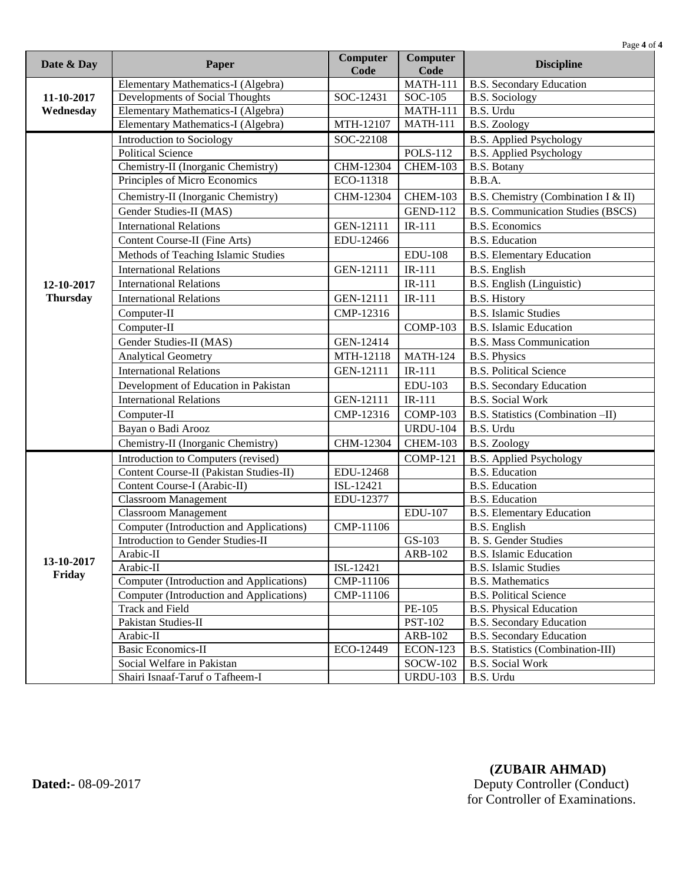| Date & Day | Paper | Computer Code | Computer Code | Discipline |
|---|---|---|---|---|
| **11-10-2017 Wednesday** | Elementary Mathematics-I (Algebra) | | MATH-111 | B.S. Secondary Education |
| | Developments of Social Thoughts | SOC-12431 | SOC-105 | B.S. Sociology |
| | Elementary Mathematics-I (Algebra) | | MATH-111 | B.S. Urdu |
| | Elementary Mathematics-I (Algebra) | MTH-12107 | MATH-111 | B.S. Zoology |
| **12-10-2017 Thursday** | Introduction to Sociology | SOC-22108 | | B.S. Applied Psychology |
| | Political Science | | POLS-112 | B.S. Applied Psychology |
| | Chemistry-II (Inorganic Chemistry) | CHM-12304 | CHEM-103 | B.S. Botany |
| | Principles of Micro Economics | ECO-11318 | | B.B.A. |
| | Chemistry-II (Inorganic Chemistry) | CHM-12304 | CHEM-103 | B.S. Chemistry (Combination I & II) |
| | Gender Studies-II (MAS) | | GEND-112 | B.S. Communication Studies (BSCS) |
| | International Relations | GEN-12111 | IR-111 | B.S. Economics |
| | Content Course-II (Fine Arts) | EDU-12466 | | B.S. Education |
| | Methods of Teaching Islamic Studies | | EDU-108 | B.S. Elementary Education |
| | International Relations | GEN-12111 | IR-111 | B.S. English |
| | International Relations | | IR-111 | B.S. English (Linguistic) |
| | International Relations | GEN-12111 | IR-111 | B.S. History |
| | Computer-II | CMP-12316 | | B.S. Islamic Studies |
| | Computer-II | | COMP-103 | B.S. Islamic Education |
| | Gender Studies-II (MAS) | GEN-12414 | | B.S. Mass Communication |
| | Analytical Geometry | MTH-12118 | MATH-124 | B.S. Physics |
| | International Relations | GEN-12111 | IR-111 | B.S. Political Science |
| | Development of Education in Pakistan | | EDU-103 | B.S. Secondary Education |
| | International Relations | GEN-12111 | IR-111 | B.S. Social Work |
| | Computer-II | CMP-12316 | COMP-103 | B.S. Statistics (Combination –II) |
| | Bayan o Badi Arooz | | URDU-104 | B.S. Urdu |
| | Chemistry-II (Inorganic Chemistry) | CHM-12304 | CHEM-103 | B.S. Zoology |
| **13-10-2017 Friday** | Introduction to Computers (revised) | | COMP-121 | B.S. Applied Psychology |
| | Content Course-II (Pakistan Studies-II) | EDU-12468 | | B.S. Education |
| | Content Course-I (Arabic-II) | ISL-12421 | | B.S. Education |
| | Classroom Management | EDU-12377 | | B.S. Education |
| | Classroom Management | | EDU-107 | B.S. Elementary Education |
| | Computer (Introduction and Applications) | CMP-11106 | | B.S. English |
| | Introduction to Gender Studies-II | | GS-103 | B. S. Gender Studies |
| | Arabic-II | | ARB-102 | B.S. Islamic Education |
| | Arabic-II | ISL-12421 | | B.S. Islamic Studies |
| | Computer (Introduction and Applications) | CMP-11106 | | B.S. Mathematics |
| | Computer (Introduction and Applications) | CMP-11106 | | B.S. Political Science |
| | Track and Field | | PE-105 | B.S. Physical Education |
| | Pakistan Studies-II | | PST-102 | B.S. Secondary Education |
| | Arabic-II | | ARB-102 | B.S. Secondary Education |
| | Basic Economics-II | ECO-12449 | ECON-123 | B.S. Statistics (Combination-III) |
| | Social Welfare in Pakistan | | SOCW-102 | B.S. Social Work |
| | Shairi Isnaaf-Taruf o Tafheem-I | | URDU-103 | B.S. Urdu |

**Dated:-** 08-09-2017

**(ZUBAIR AHMAD)**
Deputy Controller (Conduct)
for Controller of Examinations.